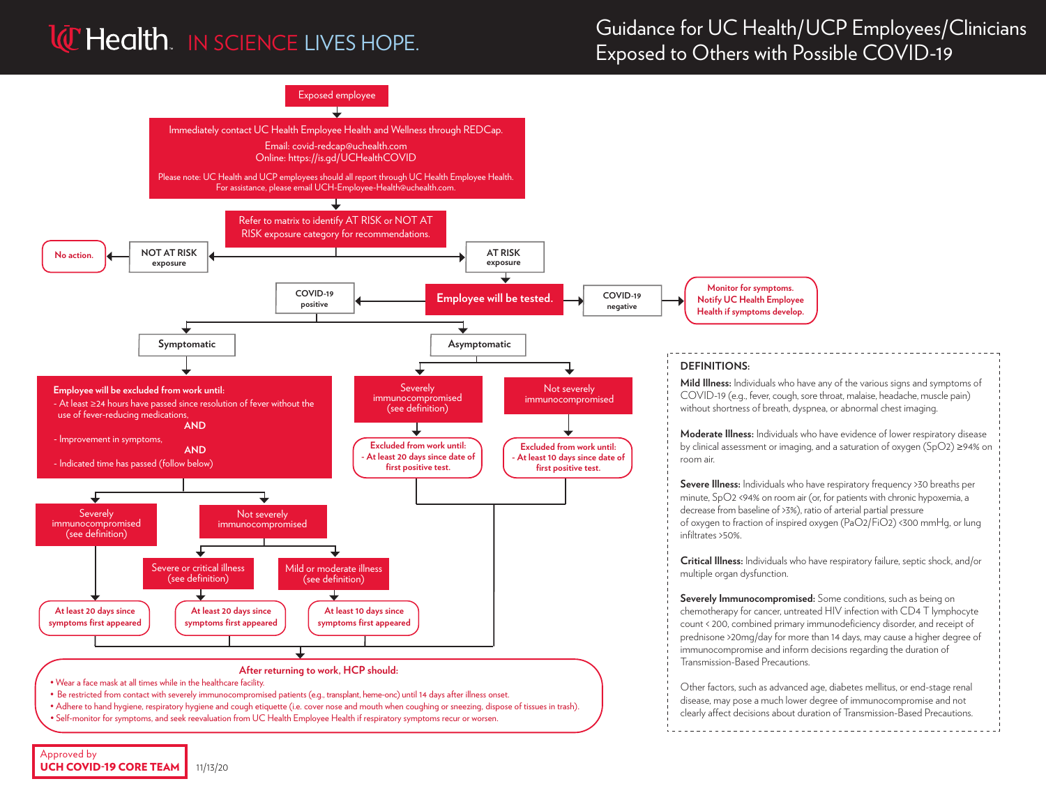# UC Health IN SCIENCE LIVES HOPE.

# Guidance for UC Health/UCP Employees/Clinicians Exposed to Others with Possible COVID-19

**Exposed employee**

Immediately contact UC Health Employee Health and Wellness through REDCap.

Email: covid-redcap@uchealth.com
Online: https://is.gd/UCHealthCOVID

Please note: UC Health and UCP employees should all report through UC Health Employee Health.
For assistance, please email UCH-Employee-Health@uchealth.com.

Refer to matrix to identify AT RISK or NOT AT RISK exposure category for recommendations.

- **NOT AT RISK exposure** → No action.
- **AT RISK exposure** → **Employee will be tested.**
  - **COVID-19 negative** → Monitor for symptoms. Notify UC Health Employee Health if symptoms develop.
  - **COVID-19 positive**
    - **Symptomatic**
      - **Employee will be excluded from work until:**
        - At least ≥24 hours have passed since resolution of fever without the use of fever-reducing medications,
          **AND**
        - Improvement in symptoms,
          **AND**
        - Indicated time has passed (follow below)
      - Severely immunocompromised (see definition) → At least 20 days since symptoms first appeared
      - Not severely immunocompromised
        - Severe or critical illness (see definition) → At least 20 days since symptoms first appeared
        - Mild or moderate illness (see definition) → At least 10 days since symptoms first appeared
    - **Asymptomatic**
      - Severely immunocompromised (see definition) → Excluded from work until: - At least 20 days since date of first positive test.
      - Not severely immunocompromised → Excluded from work until: - At least 10 days since date of first positive test.

**After returning to work, HCP should:**

- Wear a face mask at all times while in the healthcare facility.
- Be restricted from contact with severely immunocompromised patients (e.g., transplant, heme-onc) until 14 days after illness onset.
- Adhere to hand hygiene, respiratory hygiene and cough etiquette (i.e. cover nose and mouth when coughing or sneezing, dispose of tissues in trash).
- Self-monitor for symptoms, and seek reevaluation from UC Health Employee Health if respiratory symptoms recur or worsen.

## DEFINITIONS:

**Mild Illness:** Individuals who have any of the various signs and symptoms of COVID-19 (e.g., fever, cough, sore throat, malaise, headache, muscle pain) without shortness of breath, dyspnea, or abnormal chest imaging.

**Moderate Illness:** Individuals who have evidence of lower respiratory disease by clinical assessment or imaging, and a saturation of oxygen ($SpO_2$) ≥94% on room air.

**Severe Illness:** Individuals who have respiratory frequency >30 breaths per minute, $SpO_2$ <94% on room air (or, for patients with chronic hypoxemia, a decrease from baseline of >3%), ratio of arterial partial pressure of oxygen to fraction of inspired oxygen ($PaO_2/FiO_2$) <300 mmHg, or lung infiltrates >50%.

**Critical Illness:** Individuals who have respiratory failure, septic shock, and/or multiple organ dysfunction.

**Severely Immunocompromised:** Some conditions, such as being on chemotherapy for cancer, untreated HIV infection with CD4 T lymphocyte count < 200, combined primary immunodeficiency disorder, and receipt of prednisone >20mg/day for more than 14 days, may cause a higher degree of immunocompromise and inform decisions regarding the duration of Transmission-Based Precautions.

Other factors, such as advanced age, diabetes mellitus, or end-stage renal disease, may pose a much lower degree of immunocompromise and not clearly affect decisions about duration of Transmission-Based Precautions.

Approved by
**UCH COVID-19 CORE TEAM** 11/13/20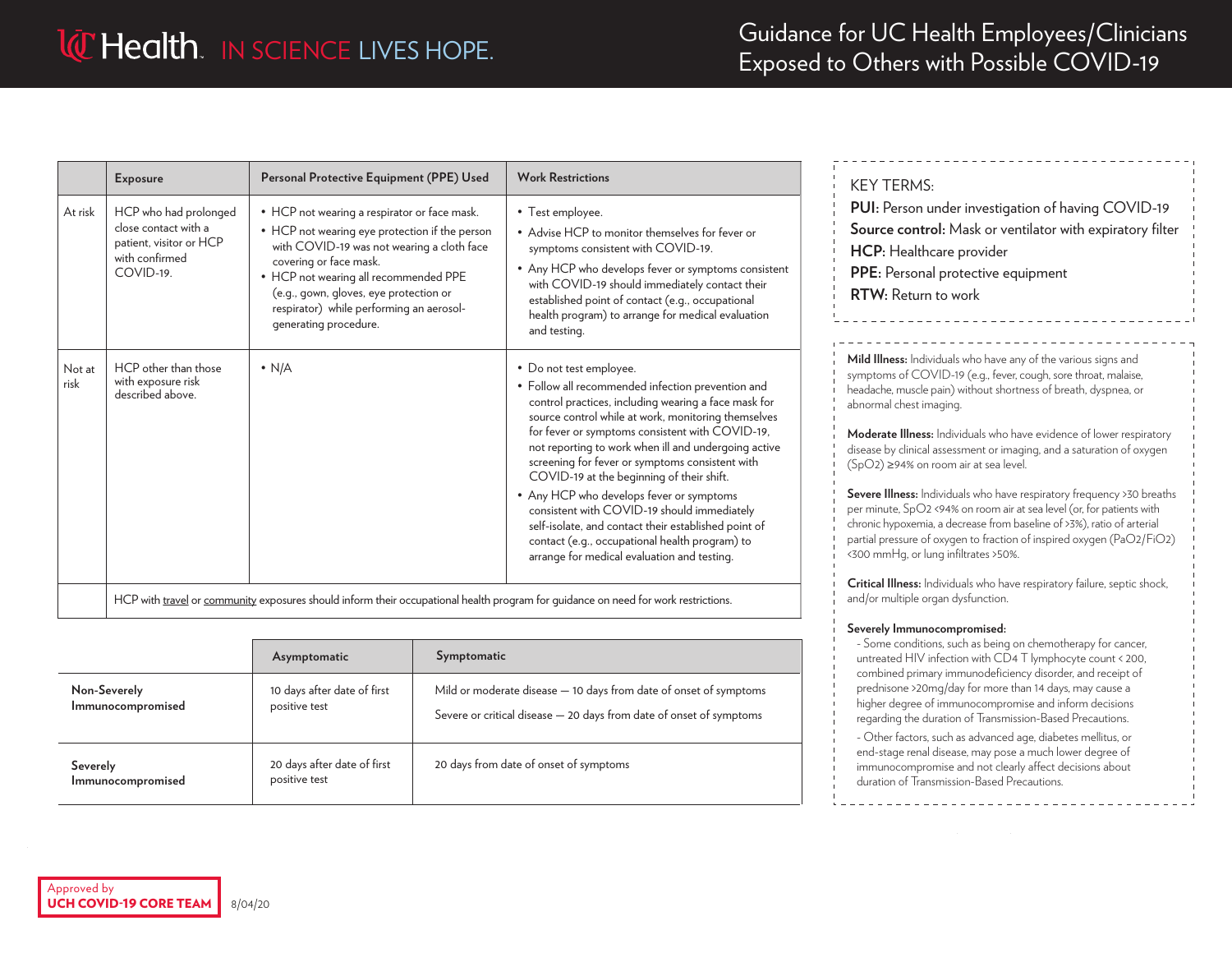UC Health. IN SCIENCE LIVES HOPE.

# Guidance for UC Health Employees/Clinicians Exposed to Others with Possible COVID-19

| | Exposure | Personal Protective Equipment (PPE) Used | Work Restrictions |
|---|---|---|---|
| At risk | HCP who had prolonged close contact with a patient, visitor or HCP with confirmed COVID-19. | • HCP not wearing a respirator or face mask.<br>• HCP not wearing eye protection if the person with COVID-19 was not wearing a cloth face covering or face mask.<br>• HCP not wearing all recommended PPE (e.g., gown, gloves, eye protection or respirator) while performing an aerosol-generating procedure. | • Test employee.<br>• Advise HCP to monitor themselves for fever or symptoms consistent with COVID-19.<br>• Any HCP who develops fever or symptoms consistent with COVID-19 should immediately contact their established point of contact (e.g., occupational health program) to arrange for medical evaluation and testing. |
| Not at risk | HCP other than those with exposure risk described above. | • N/A | • Do not test employee.<br>• Follow all recommended infection prevention and control practices, including wearing a face mask for source control while at work, monitoring themselves for fever or symptoms consistent with COVID-19, not reporting to work when ill and undergoing active screening for fever or symptoms consistent with COVID-19 at the beginning of their shift.<br>• Any HCP who develops fever or symptoms consistent with COVID-19 should immediately self-isolate, and contact their established point of contact (e.g., occupational health program) to arrange for medical evaluation and testing. |
| | HCP with travel or community exposures should inform their occupational health program for guidance on need for work restrictions. | | |

| | Asymptomatic | Symptomatic |
|---|---|---|
| **Non-Severely Immunocompromised** | 10 days after date of first positive test | Mild or moderate disease — 10 days from date of onset of symptoms<br>Severe or critical disease — 20 days from date of onset of symptoms |
| **Severely Immunocompromised** | 20 days after date of first positive test | 20 days from date of onset of symptoms |

KEY TERMS:

**PUI:** Person under investigation of having COVID-19
**Source control:** Mask or ventilator with expiratory filter
**HCP:** Healthcare provider
**PPE:** Personal protective equipment
**RTW:** Return to work

**Mild Illness:** Individuals who have any of the various signs and symptoms of COVID-19 (e.g., fever, cough, sore throat, malaise, headache, muscle pain) without shortness of breath, dyspnea, or abnormal chest imaging.

**Moderate Illness:** Individuals who have evidence of lower respiratory disease by clinical assessment or imaging, and a saturation of oxygen ($SpO_2$) ≥94% on room air at sea level.

**Severe Illness:** Individuals who have respiratory frequency >30 breaths per minute, $SpO_2$ <94% on room air at sea level (or, for patients with chronic hypoxemia, a decrease from baseline of >3%), ratio of arterial partial pressure of oxygen to fraction of inspired oxygen ($PaO_2/FiO_2$) <300 mmHg, or lung infiltrates >50%.

**Critical Illness:** Individuals who have respiratory failure, septic shock, and/or multiple organ dysfunction.

**Severely Immunocompromised:**

- Some conditions, such as being on chemotherapy for cancer, untreated HIV infection with CD4 T lymphocyte count < 200, combined primary immunodeficiency disorder, and receipt of prednisone >20mg/day for more than 14 days, may cause a higher degree of immunocompromise and inform decisions regarding the duration of Transmission-Based Precautions.
- Other factors, such as advanced age, diabetes mellitus, or end-stage renal disease, may pose a much lower degree of immunocompromise and not clearly affect decisions about duration of Transmission-Based Precautions.

Approved by
**UCH COVID-19 CORE TEAM** 8/04/20